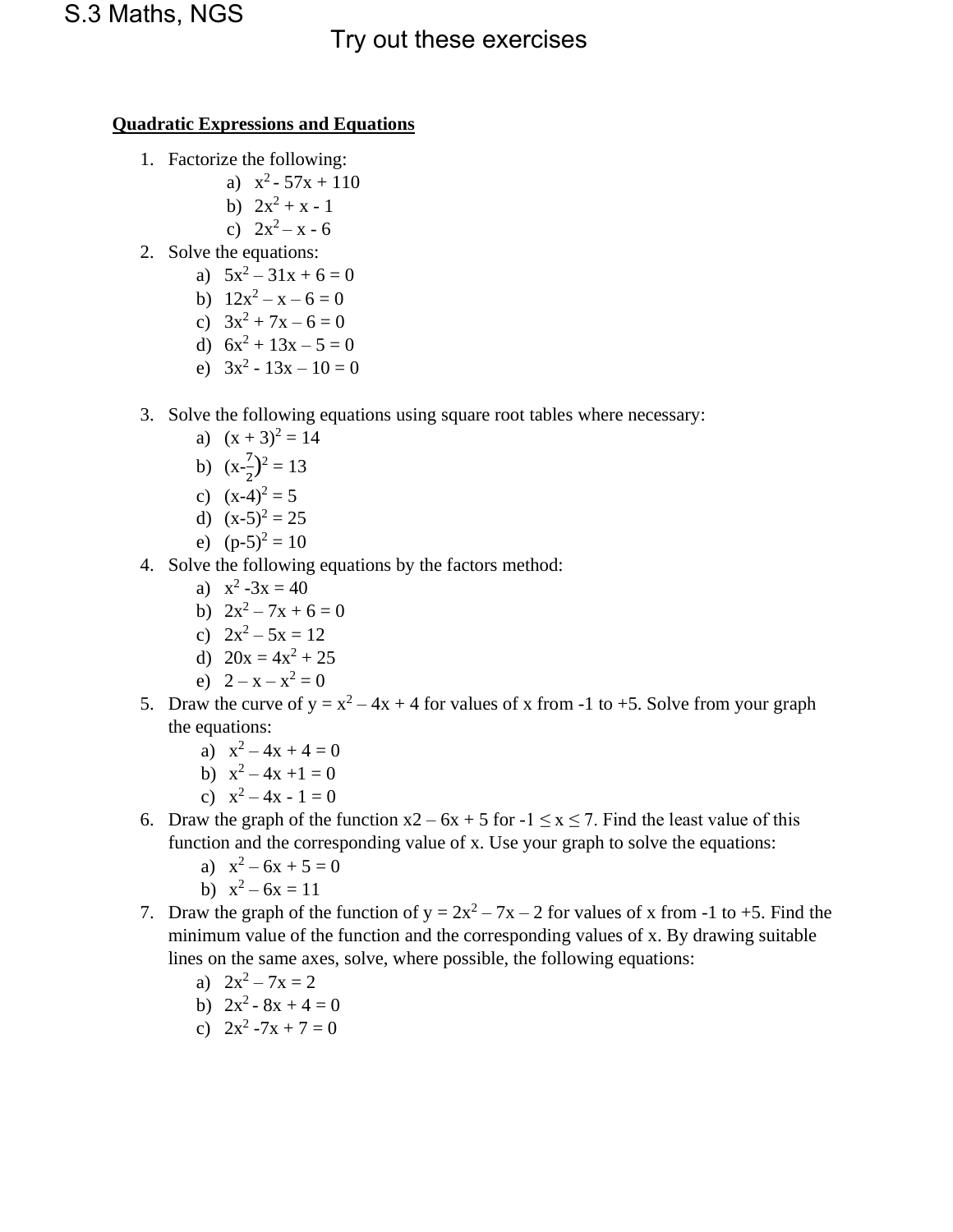S.3 Maths, NGS

# Try out these exercises

## Quadratic Expressions and Equations

1. Factorize the following:
   a) $x^2 - 57x + 110$
   b) $2x^2 + x - 1$
   c) $2x^2 – x - 6$
2. Solve the equations:
   a) $5x^2 – 31x + 6 = 0$
   b) $12x^2 – x – 6 = 0$
   c) $3x^2 + 7x – 6 = 0$
   d) $6x^2 + 13x – 5 = 0$
   e) $3x^2 - 13x – 10 = 0$

3. Solve the following equations using square root tables where necessary:
   a) $(x + 3)^2 = 14$
   b) $(x-\frac{7}{2})^2 = 13$
   c) $(x-4)^2 = 5$
   d) $(x-5)^2 = 25$
   e) $(p-5)^2 = 10$
4. Solve the following equations by the factors method:
   a) $x^2 -3x = 40$
   b) $2x^2 – 7x + 6 = 0$
   c) $2x^2 – 5x = 12$
   d) $20x = 4x^2 + 25$
   e) $2 – x – x^2 = 0$
5. Draw the curve of $y = x^2 – 4x + 4$ for values of x from -1 to +5. Solve from your graph the equations:
   a) $x^2 – 4x + 4 = 0$
   b) $x^2 – 4x +1 = 0$
   c) $x^2 – 4x - 1 = 0$
6. Draw the graph of the function x2 – 6x + 5 for $-1 \leq x \leq 7$. Find the least value of this function and the corresponding value of x. Use your graph to solve the equations:
   a) $x^2 – 6x + 5 = 0$
   b) $x^2 – 6x = 11$
7. Draw the graph of the function of $y = 2x^2 – 7x – 2$ for values of x from -1 to +5. Find the minimum value of the function and the corresponding values of x. By drawing suitable lines on the same axes, solve, where possible, the following equations:
   a) $2x^2 – 7x = 2$
   b) $2x^2 - 8x + 4 = 0$
   c) $2x^2 -7x + 7 = 0$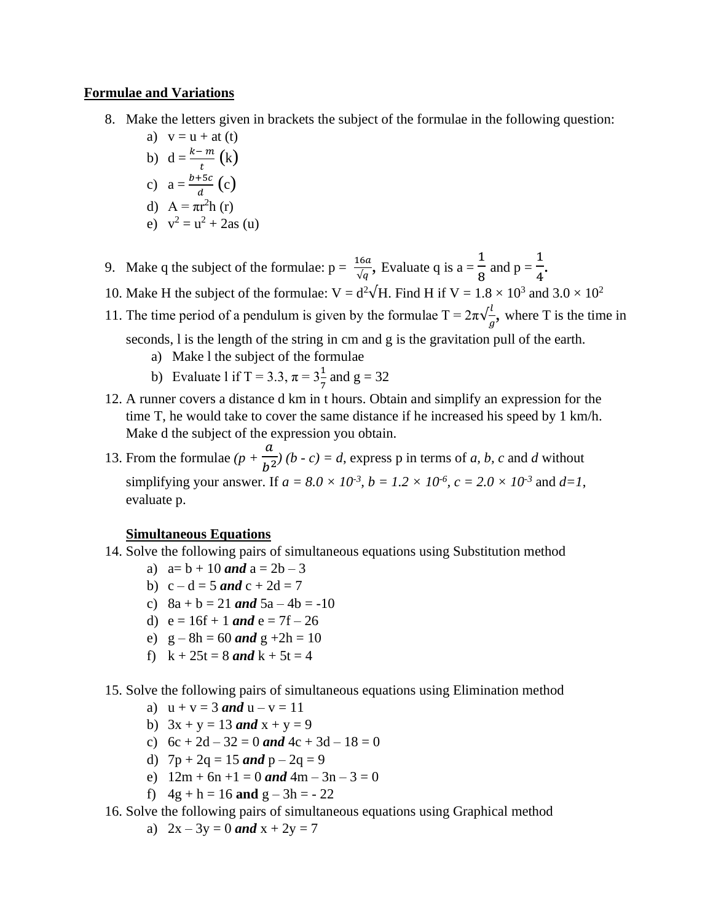## Formulae and Variations

8. Make the letters given in brackets the subject of the formulae in the following question:
   a) $v = u + at$ (t)
   b) $d = \frac{k - m}{t}$ (k)
   c) $a = \frac{b + 5c}{d}$ (c)
   d) $A = \pi r^2 h$ (r)
   e) $v^2 = u^2 + 2as$ (u)

9. Make q the subject of the formulae: $p = \frac{16a}{\sqrt{q}}$, Evaluate q is $a = \frac{1}{8}$ and $p = \frac{1}{4}$.
10. Make H the subject of the formulae: $V = d^2\sqrt{H}$. Find H if $V = 1.8 \times 10^3$ and $3.0 \times 10^2$
11. The time period of a pendulum is given by the formulae $T = 2\pi\sqrt{\frac{l}{g}}$, where T is the time in seconds, l is the length of the string in cm and g is the gravitation pull of the earth.
    a) Make l the subject of the formulae
    b) Evaluate l if $T = 3.3$, $\pi = 3\frac{1}{7}$ and $g = 32$
12. A runner covers a distance d km in t hours. Obtain and simplify an expression for the time T, he would take to cover the same distance if he increased his speed by 1 km/h. Make d the subject of the expression you obtain.
13. From the formulae $(p + \frac{a}{b^2})(b - c) = d$, express p in terms of *a, b, c* and *d* without simplifying your answer. If $a = 8.0 \times 10^{-3}$, $b = 1.2 \times 10^{-6}$, $c = 2.0 \times 10^{-3}$ and $d = 1$, evaluate p.

## Simultaneous Equations

14. Solve the following pairs of simultaneous equations using Substitution method
    a) $a = b + 10$ ***and*** $a = 2b - 3$
    b) $c - d = 5$ ***and*** $c + 2d = 7$
    c) $8a + b = 21$ ***and*** $5a - 4b = -10$
    d) $e = 16f + 1$ ***and*** $e = 7f - 26$
    e) $g - 8h = 60$ ***and*** $g + 2h = 10$
    f) $k + 25t = 8$ ***and*** $k + 5t = 4$

15. Solve the following pairs of simultaneous equations using Elimination method
    a) $u + v = 3$ ***and*** $u - v = 11$
    b) $3x + y = 13$ ***and*** $x + y = 9$
    c) $6c + 2d - 32 = 0$ ***and*** $4c + 3d - 18 = 0$
    d) $7p + 2q = 15$ ***and*** $p - 2q = 9$
    e) $12m + 6n + 1 = 0$ ***and*** $4m - 3n - 3 = 0$
    f) $4g + h = 16$ **and** $g - 3h = -22$
16. Solve the following pairs of simultaneous equations using Graphical method
    a) $2x - 3y = 0$ ***and*** $x + 2y = 7$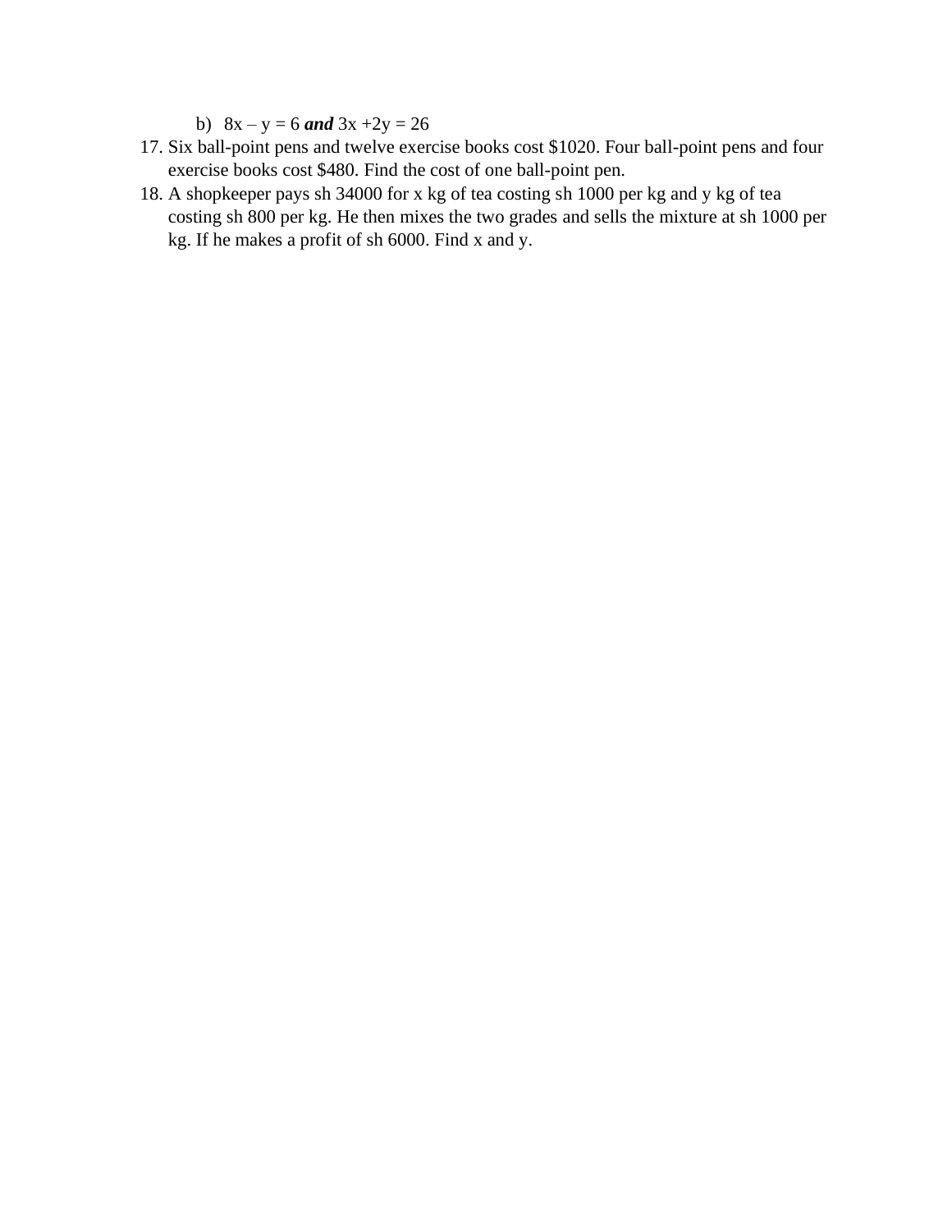b) $8x - y = 6$ ***and*** $3x + 2y = 26$

17. Six ball-point pens and twelve exercise books cost $1020. Four ball-point pens and four exercise books cost $480. Find the cost of one ball-point pen.
18. A shopkeeper pays sh 34000 for x kg of tea costing sh 1000 per kg and y kg of tea costing sh 800 per kg. He then mixes the two grades and sells the mixture at sh 1000 per kg. If he makes a profit of sh 6000. Find x and y.